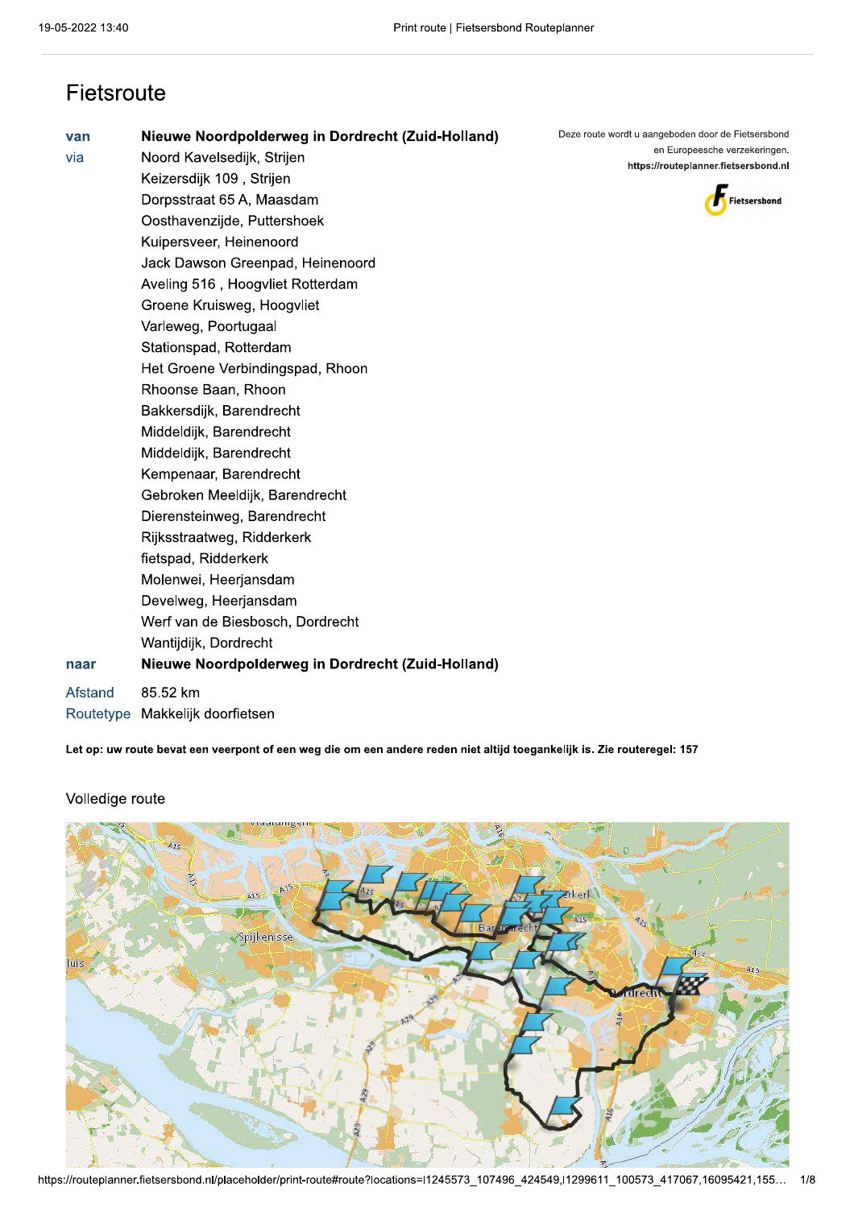# Fietsroute

| | |
|---|---|
| **van** | **Nieuwe Noordpolderweg in Dordrecht (Zuid-Holland)** |
| via | Noord Kavelsedijk, Strijen |
| | Keizersdijk 109 , Strijen |
| | Dorpsstraat 65 A, Maasdam |
| | Oosthavenzijde, Puttershoek |
| | Kuipersveer, Heinenoord |
| | Jack Dawson Greenpad, Heinenoord |
| | Aveling 516 , Hoogvliet Rotterdam |
| | Groene Kruisweg, Hoogvliet |
| | Varleweg, Poortugaal |
| | Stationspad, Rotterdam |
| | Het Groene Verbindingspad, Rhoon |
| | Rhoonse Baan, Rhoon |
| | Bakkersdijk, Barendrecht |
| | Middeldijk, Barendrecht |
| | Middeldijk, Barendrecht |
| | Kempenaar, Barendrecht |
| | Gebroken Meeldijk, Barendrecht |
| | Dierensteinweg, Barendrecht |
| | Rijksstraatweg, Ridderkerk |
| | fietspad, Ridderkerk |
| | Molenwei, Heerjansdam |
| | Develweg, Heerjansdam |
| | Werf van de Biesbosch, Dordrecht |
| | Wantijdijk, Dordrecht |
| **naar** | **Nieuwe Noordpolderweg in Dordrecht (Zuid-Holland)** |
| Afstand | 85.52 km |
| Routetype | Makkelijk doorfietsen |

Deze route wordt u aangeboden door de Fietsersbond en Europeesche verzekeringen.
**https://routeplanner.fietsersbond.nl**

**Let op: uw route bevat een veerpont of een weg die om een andere reden niet altijd toegankelijk is. Zie routeregel: 157**

## Volledige route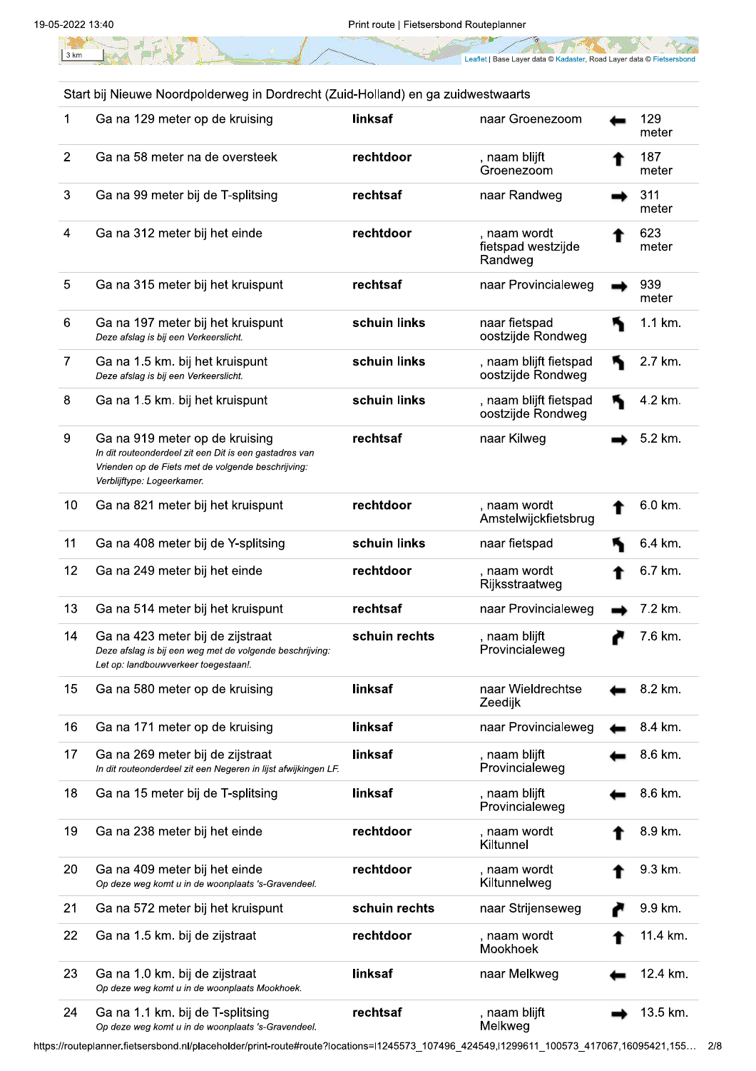Start bij Nieuwe Noordpolderweg in Dordrecht (Zuid-Holland) en ga zuidwestwaarts

| # | Instructie | Richting | Weg | | Afstand |
|---|---|---|---|---|---|
| 1 | Ga na 129 meter op de kruising | **linksaf** | naar Groenezoom | ← | 129 meter |
| 2 | Ga na 58 meter na de oversteek | **rechtdoor** | , naam blijft Groenezoom | ↑ | 187 meter |
| 3 | Ga na 99 meter bij de T-splitsing | **rechtsaf** | naar Randweg | → | 311 meter |
| 4 | Ga na 312 meter bij het einde | **rechtdoor** | , naam wordt fietspad westzijde Randweg | ↑ | 623 meter |
| 5 | Ga na 315 meter bij het kruispunt | **rechtsaf** | naar Provincialeweg | → | 939 meter |
| 6 | Ga na 197 meter bij het kruispunt<br>*Deze afslag is bij een Verkeerslicht.* | **schuin links** | naar fietspad oostzijde Rondweg | ↖ | 1.1 km. |
| 7 | Ga na 1.5 km. bij het kruispunt<br>*Deze afslag is bij een Verkeerslicht.* | **schuin links** | , naam blijft fietspad oostzijde Rondweg | ↖ | 2.7 km. |
| 8 | Ga na 1.5 km. bij het kruispunt | **schuin links** | , naam blijft fietspad oostzijde Rondweg | ↖ | 4.2 km. |
| 9 | Ga na 919 meter op de kruising<br>*In dit routeonderdeel zit een Dit is een gastadres van Vrienden op de Fiets met de volgende beschrijving: Verblijftype: Logeerkamer.* | **rechtsaf** | naar Kilweg | → | 5.2 km. |
| 10 | Ga na 821 meter bij het kruispunt | **rechtdoor** | , naam wordt Amstelwijckfietsbrug | ↑ | 6.0 km. |
| 11 | Ga na 408 meter bij de Y-splitsing | **schuin links** | naar fietspad | ↖ | 6.4 km. |
| 12 | Ga na 249 meter bij het einde | **rechtdoor** | , naam wordt Rijksstraatweg | ↑ | 6.7 km. |
| 13 | Ga na 514 meter bij het kruispunt | **rechtsaf** | naar Provincialeweg | → | 7.2 km. |
| 14 | Ga na 423 meter bij de zijstraat<br>*Deze afslag is bij een weg met de volgende beschrijving: Let op: landbouwverkeer toegestaan!.* | **schuin rechts** | , naam blijft Provincialeweg | ↗ | 7.6 km. |
| 15 | Ga na 580 meter op de kruising | **linksaf** | naar Wieldrechtse Zeedijk | ← | 8.2 km. |
| 16 | Ga na 171 meter op de kruising | **linksaf** | naar Provincialeweg | ← | 8.4 km. |
| 17 | Ga na 269 meter bij de zijstraat<br>*In dit routeonderdeel zit een Negeren in lijst afwijkingen LF.* | **linksaf** | , naam blijft Provincialeweg | ← | 8.6 km. |
| 18 | Ga na 15 meter bij de T-splitsing | **linksaf** | , naam blijft Provincialeweg | ← | 8.6 km. |
| 19 | Ga na 238 meter bij het einde | **rechtdoor** | , naam wordt Kiltunnel | ↑ | 8.9 km. |
| 20 | Ga na 409 meter bij het einde<br>*Op deze weg komt u in de woonplaats 's-Gravendeel.* | **rechtdoor** | , naam wordt Kiltunnelweg | ↑ | 9.3 km. |
| 21 | Ga na 572 meter bij het kruispunt | **schuin rechts** | naar Strijenseweg | ↗ | 9.9 km. |
| 22 | Ga na 1.5 km. bij de zijstraat | **rechtdoor** | , naam wordt Mookhoek | ↑ | 11.4 km. |
| 23 | Ga na 1.0 km. bij de zijstraat<br>*Op deze weg komt u in de woonplaats Mookhoek.* | **linksaf** | naar Melkweg | ← | 12.4 km. |
| 24 | Ga na 1.1 km. bij de T-splitsing<br>*Op deze weg komt u in de woonplaats 's-Gravendeel.* | **rechtsaf** | , naam blijft Melkweg | → | 13.5 km. |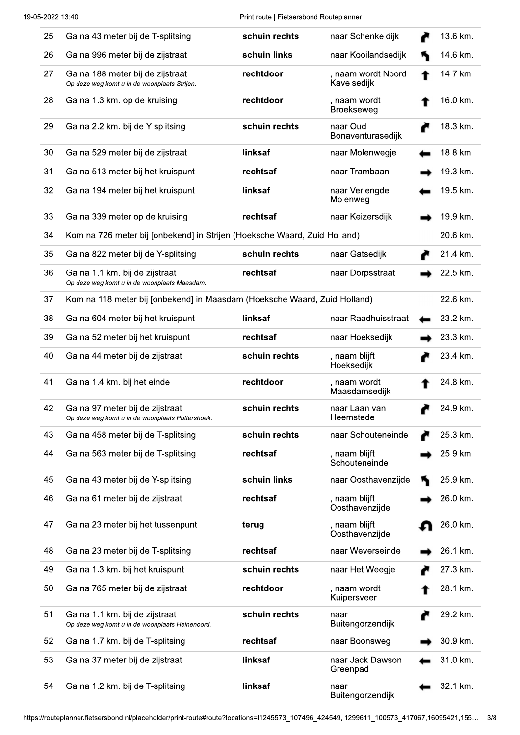| | | | | | |
|---|---|---|---|---|---|
| 25 | Ga na 43 meter bij de T-splitsing | **schuin rechts** | naar Schenkeldijk | ↱ | 13.6 km. |
| 26 | Ga na 996 meter bij de zijstraat | **schuin links** | naar Kooilandsedijk | ↰ | 14.6 km. |
| 27 | Ga na 188 meter bij de zijstraat<br>*Op deze weg komt u in de woonplaats Strijen.* | **rechtdoor** | , naam wordt Noord Kavelsedijk | ↑ | 14.7 km. |
| 28 | Ga na 1.3 km. op de kruising | **rechtdoor** | , naam wordt Broekseweg | ↑ | 16.0 km. |
| 29 | Ga na 2.2 km. bij de Y-splitsing | **schuin rechts** | naar Oud Bonaventurasedijk | ↱ | 18.3 km. |
| 30 | Ga na 529 meter bij de zijstraat | **linksaf** | naar Molenwegje | ← | 18.8 km. |
| 31 | Ga na 513 meter bij het kruispunt | **rechtsaf** | naar Trambaan | → | 19.3 km. |
| 32 | Ga na 194 meter bij het kruispunt | **linksaf** | naar Verlengde Molenweg | ← | 19.5 km. |
| 33 | Ga na 339 meter op de kruising | **rechtsaf** | naar Keizersdijk | → | 19.9 km. |
| 34 | Kom na 726 meter bij [onbekend] in Strijen (Hoeksche Waard, Zuid-Holland) | | | | 20.6 km. |
| 35 | Ga na 822 meter bij de Y-splitsing | **schuin rechts** | naar Gatsedijk | ↱ | 21.4 km. |
| 36 | Ga na 1.1 km. bij de zijstraat<br>*Op deze weg komt u in de woonplaats Maasdam.* | **rechtsaf** | naar Dorpsstraat | → | 22.5 km. |
| 37 | Kom na 118 meter bij [onbekend] in Maasdam (Hoeksche Waard, Zuid-Holland) | | | | 22.6 km. |
| 38 | Ga na 604 meter bij het kruispunt | **linksaf** | naar Raadhuisstraat | ← | 23.2 km. |
| 39 | Ga na 52 meter bij het kruispunt | **rechtsaf** | naar Hoeksedijk | → | 23.3 km. |
| 40 | Ga na 44 meter bij de zijstraat | **schuin rechts** | , naam blijft Hoeksedijk | ↱ | 23.4 km. |
| 41 | Ga na 1.4 km. bij het einde | **rechtdoor** | , naam wordt Maasdamsedijk | ↑ | 24.8 km. |
| 42 | Ga na 97 meter bij de zijstraat<br>*Op deze weg komt u in de woonplaats Puttershoek.* | **schuin rechts** | naar Laan van Heemstede | ↱ | 24.9 km. |
| 43 | Ga na 458 meter bij de T-splitsing | **schuin rechts** | naar Schouteneinde | ↱ | 25.3 km. |
| 44 | Ga na 563 meter bij de T-splitsing | **rechtsaf** | , naam blijft Schouteneinde | → | 25.9 km. |
| 45 | Ga na 43 meter bij de Y-splitsing | **schuin links** | naar Oosthavenzijde | ↰ | 25.9 km. |
| 46 | Ga na 61 meter bij de zijstraat | **rechtsaf** | , naam blijft Oosthavenzijde | → | 26.0 km. |
| 47 | Ga na 23 meter bij het tussenpunt | **terug** | , naam blijft Oosthavenzijde | ↶ | 26.0 km. |
| 48 | Ga na 23 meter bij de T-splitsing | **rechtsaf** | naar Weverseinde | → | 26.1 km. |
| 49 | Ga na 1.3 km. bij het kruispunt | **schuin rechts** | naar Het Weegje | ↱ | 27.3 km. |
| 50 | Ga na 765 meter bij de zijstraat | **rechtdoor** | , naam wordt Kuipersveer | ↑ | 28.1 km. |
| 51 | Ga na 1.1 km. bij de zijstraat<br>*Op deze weg komt u in de woonplaats Heinenoord.* | **schuin rechts** | naar Buitengorzendijk | ↱ | 29.2 km. |
| 52 | Ga na 1.7 km. bij de T-splitsing | **rechtsaf** | naar Boonsweg | → | 30.9 km. |
| 53 | Ga na 37 meter bij de zijstraat | **linksaf** | naar Jack Dawson Greenpad | ← | 31.0 km. |
| 54 | Ga na 1.2 km. bij de T-splitsing | **linksaf** | naar Buitengorzendijk | ← | 32.1 km. |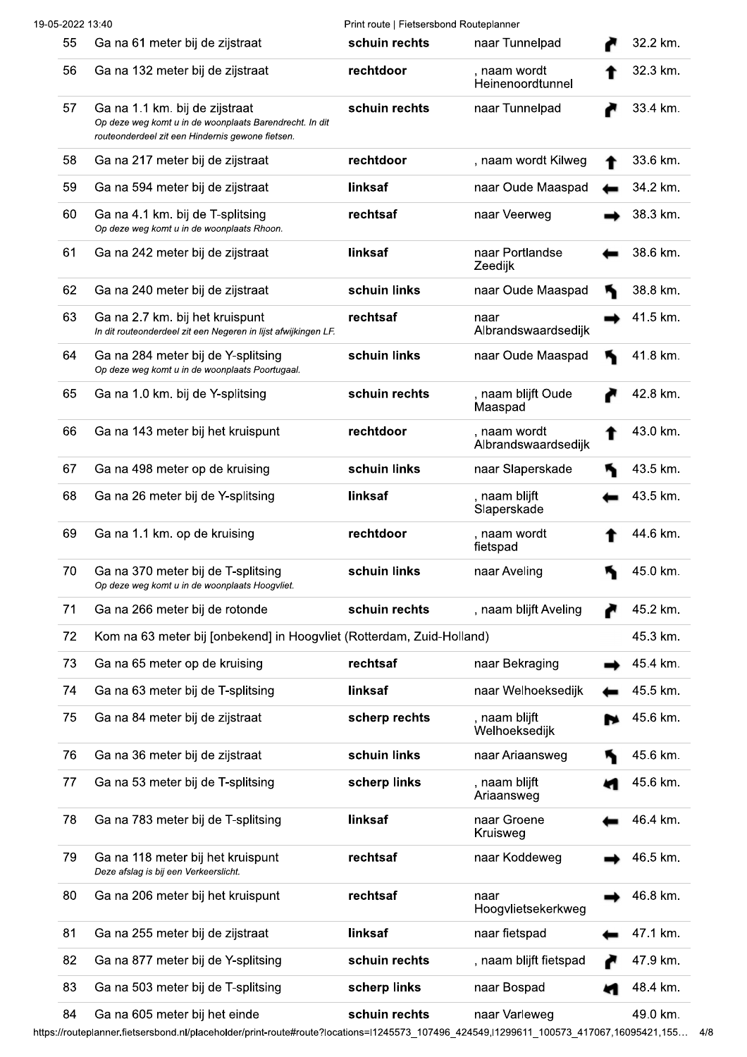| | | | | | |
|---|---|---|---|---|---|
| 55 | Ga na 61 meter bij de zijstraat | **schuin rechts** | naar Tunnelpad | | 32.2 km. |
| 56 | Ga na 132 meter bij de zijstraat | **rechtdoor** | , naam wordt Heinenoordtunnel | | 32.3 km. |
| 57 | Ga na 1.1 km. bij de zijstraat<br>*Op deze weg komt u in de woonplaats Barendrecht. In dit routeonderdeel zit een Hindernis gewone fietsen.* | **schuin rechts** | naar Tunnelpad | | 33.4 km. |
| 58 | Ga na 217 meter bij de zijstraat | **rechtdoor** | , naam wordt Kilweg | | 33.6 km. |
| 59 | Ga na 594 meter bij de zijstraat | **linksaf** | naar Oude Maaspad | | 34.2 km. |
| 60 | Ga na 4.1 km. bij de T-splitsing<br>*Op deze weg komt u in de woonplaats Rhoon.* | **rechtsaf** | naar Veerweg | | 38.3 km. |
| 61 | Ga na 242 meter bij de zijstraat | **linksaf** | naar Portlandse Zeedijk | | 38.6 km. |
| 62 | Ga na 240 meter bij de zijstraat | **schuin links** | naar Oude Maaspad | | 38.8 km. |
| 63 | Ga na 2.7 km. bij het kruispunt<br>*In dit routeonderdeel zit een Negeren in lijst afwijkingen LF.* | **rechtsaf** | naar Albrandswaardsedijk | | 41.5 km. |
| 64 | Ga na 284 meter bij de Y-splitsing<br>*Op deze weg komt u in de woonplaats Poortugaal.* | **schuin links** | naar Oude Maaspad | | 41.8 km. |
| 65 | Ga na 1.0 km. bij de Y-splitsing | **schuin rechts** | , naam blijft Oude Maaspad | | 42.8 km. |
| 66 | Ga na 143 meter bij het kruispunt | **rechtdoor** | , naam wordt Albrandswaardsedijk | | 43.0 km. |
| 67 | Ga na 498 meter op de kruising | **schuin links** | naar Slaperskade | | 43.5 km. |
| 68 | Ga na 26 meter bij de Y-splitsing | **linksaf** | , naam blijft Slaperskade | | 43.5 km. |
| 69 | Ga na 1.1 km. op de kruising | **rechtdoor** | , naam wordt fietspad | | 44.6 km. |
| 70 | Ga na 370 meter bij de T-splitsing<br>*Op deze weg komt u in de woonplaats Hoogvliet.* | **schuin links** | naar Aveling | | 45.0 km. |
| 71 | Ga na 266 meter bij de rotonde | **schuin rechts** | , naam blijft Aveling | | 45.2 km. |
| 72 | Kom na 63 meter bij [onbekend] in Hoogvliet (Rotterdam, Zuid-Holland) | | | | 45.3 km. |
| 73 | Ga na 65 meter op de kruising | **rechtsaf** | naar Bekraging | | 45.4 km. |
| 74 | Ga na 63 meter bij de T-splitsing | **linksaf** | naar Welhoeksedijk | | 45.5 km. |
| 75 | Ga na 84 meter bij de zijstraat | **scherp rechts** | , naam blijft Welhoeksedijk | | 45.6 km. |
| 76 | Ga na 36 meter bij de zijstraat | **schuin links** | naar Ariaansweg | | 45.6 km. |
| 77 | Ga na 53 meter bij de T-splitsing | **scherp links** | , naam blijft Ariaansweg | | 45.6 km. |
| 78 | Ga na 783 meter bij de T-splitsing | **linksaf** | naar Groene Kruisweg | | 46.4 km. |
| 79 | Ga na 118 meter bij het kruispunt<br>*Deze afslag is bij een Verkeerslicht.* | **rechtsaf** | naar Koddeweg | | 46.5 km. |
| 80 | Ga na 206 meter bij het kruispunt | **rechtsaf** | naar Hoogvlietsekerkweg | | 46.8 km. |
| 81 | Ga na 255 meter bij de zijstraat | **linksaf** | naar fietspad | | 47.1 km. |
| 82 | Ga na 877 meter bij de Y-splitsing | **schuin rechts** | , naam blijft fietspad | | 47.9 km. |
| 83 | Ga na 503 meter bij de T-splitsing | **scherp links** | naar Bospad | | 48.4 km. |
| 84 | Ga na 605 meter bij het einde | **schuin rechts** | naar Varleweg | | 49.0 km. |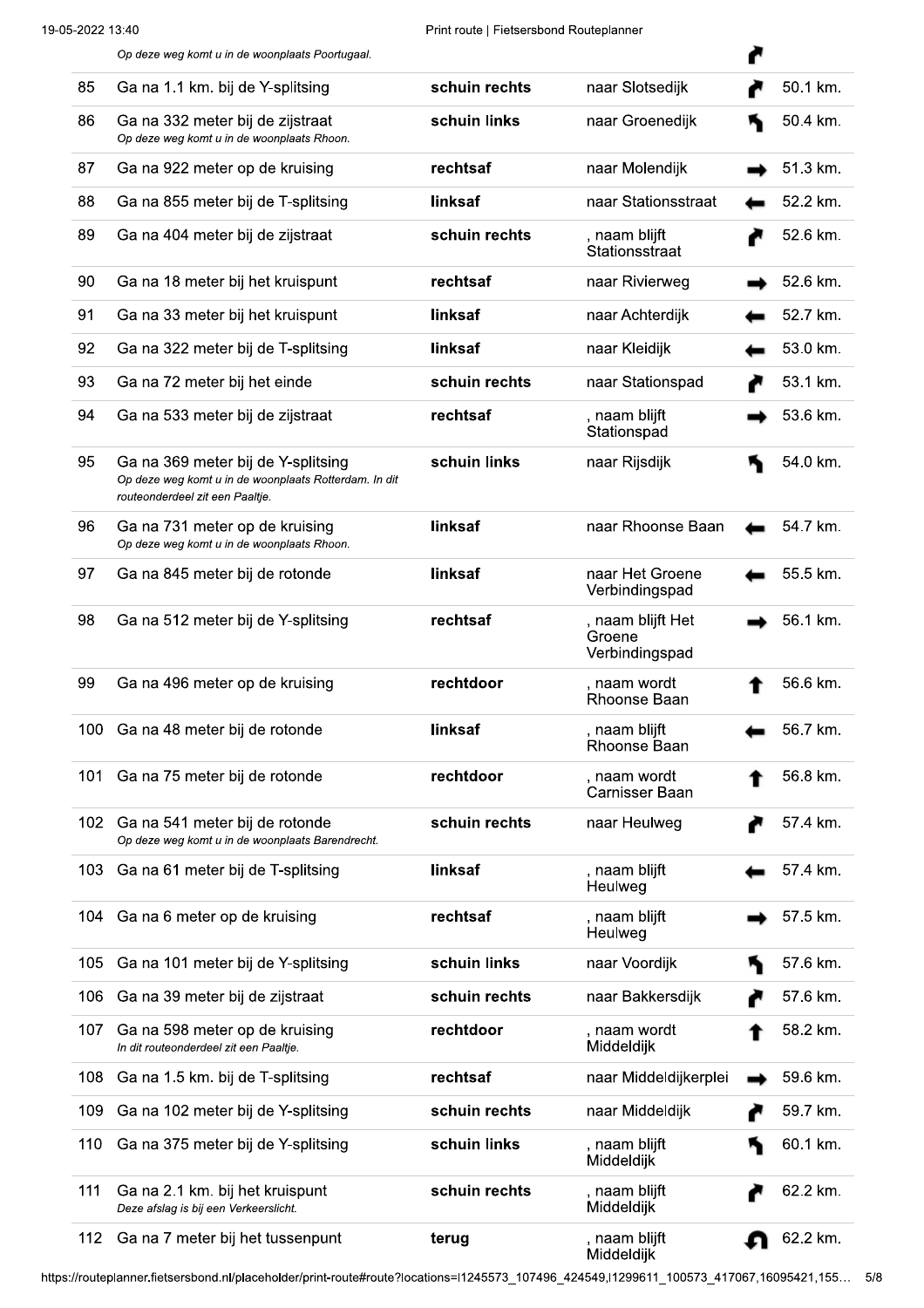| | | | | | |
|---|---|---|---|---|---|
| | *Op deze weg komt u in de woonplaats Poortugaal.* | | | | |
| 85 | Ga na 1.1 km. bij de Y-splitsing | **schuin rechts** | naar Slotsedijk | | 50.1 km. |
| 86 | Ga na 332 meter bij de zijstraat *Op deze weg komt u in de woonplaats Rhoon.* | **schuin links** | naar Groenedijk | | 50.4 km. |
| 87 | Ga na 922 meter op de kruising | **rechtsaf** | naar Molendijk | | 51.3 km. |
| 88 | Ga na 855 meter bij de T-splitsing | **linksaf** | naar Stationsstraat | | 52.2 km. |
| 89 | Ga na 404 meter bij de zijstraat | **schuin rechts** | , naam blijft Stationsstraat | | 52.6 km. |
| 90 | Ga na 18 meter bij het kruispunt | **rechtsaf** | naar Rivierweg | | 52.6 km. |
| 91 | Ga na 33 meter bij het kruispunt | **linksaf** | naar Achterdijk | | 52.7 km. |
| 92 | Ga na 322 meter bij de T-splitsing | **linksaf** | naar Kleidijk | | 53.0 km. |
| 93 | Ga na 72 meter bij het einde | **schuin rechts** | naar Stationspad | | 53.1 km. |
| 94 | Ga na 533 meter bij de zijstraat | **rechtsaf** | , naam blijft Stationspad | | 53.6 km. |
| 95 | Ga na 369 meter bij de Y-splitsing *Op deze weg komt u in de woonplaats Rotterdam. In dit routeonderdeel zit een Paaltje.* | **schuin links** | naar Rijsdijk | | 54.0 km. |
| 96 | Ga na 731 meter op de kruising *Op deze weg komt u in de woonplaats Rhoon.* | **linksaf** | naar Rhoonse Baan | | 54.7 km. |
| 97 | Ga na 845 meter bij de rotonde | **linksaf** | naar Het Groene Verbindingspad | | 55.5 km. |
| 98 | Ga na 512 meter bij de Y-splitsing | **rechtsaf** | , naam blijft Het Groene Verbindingspad | | 56.1 km. |
| 99 | Ga na 496 meter op de kruising | **rechtdoor** | , naam wordt Rhoonse Baan | | 56.6 km. |
| 100 | Ga na 48 meter bij de rotonde | **linksaf** | , naam blijft Rhoonse Baan | | 56.7 km. |
| 101 | Ga na 75 meter bij de rotonde | **rechtdoor** | , naam wordt Carnisser Baan | | 56.8 km. |
| 102 | Ga na 541 meter bij de rotonde *Op deze weg komt u in de woonplaats Barendrecht.* | **schuin rechts** | naar Heulweg | | 57.4 km. |
| 103 | Ga na 61 meter bij de T-splitsing | **linksaf** | , naam blijft Heulweg | | 57.4 km. |
| 104 | Ga na 6 meter op de kruising | **rechtsaf** | , naam blijft Heulweg | | 57.5 km. |
| 105 | Ga na 101 meter bij de Y-splitsing | **schuin links** | naar Voordijk | | 57.6 km. |
| 106 | Ga na 39 meter bij de zijstraat | **schuin rechts** | naar Bakkersdijk | | 57.6 km. |
| 107 | Ga na 598 meter op de kruising *In dit routeonderdeel zit een Paaltje.* | **rechtdoor** | , naam wordt Middeldijk | | 58.2 km. |
| 108 | Ga na 1.5 km. bij de T-splitsing | **rechtsaf** | naar Middeldijkerplei | | 59.6 km. |
| 109 | Ga na 102 meter bij de Y-splitsing | **schuin rechts** | naar Middeldijk | | 59.7 km. |
| 110 | Ga na 375 meter bij de Y-splitsing | **schuin links** | , naam blijft Middeldijk | | 60.1 km. |
| 111 | Ga na 2.1 km. bij het kruispunt *Deze afslag is bij een Verkeerslicht.* | **schuin rechts** | , naam blijft Middeldijk | | 62.2 km. |
| 112 | Ga na 7 meter bij het tussenpunt | **terug** | , naam blijft Middeldijk | | 62.2 km. |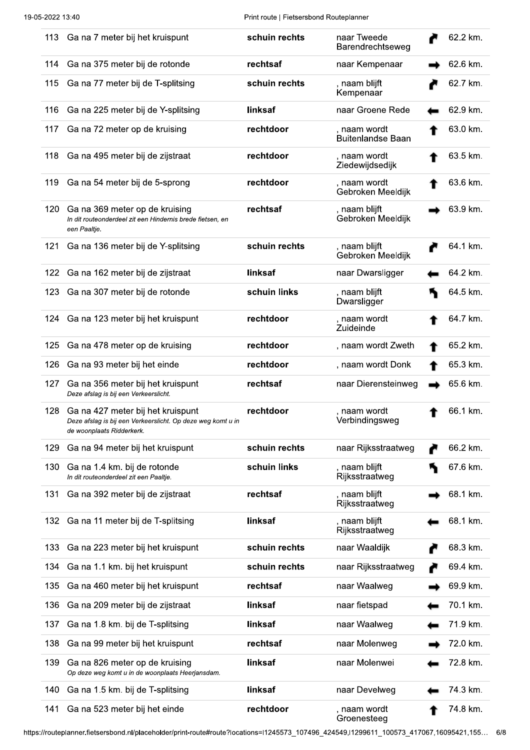| | | | | | |
|---|---|---|---|---|---|
| 113 | Ga na 7 meter bij het kruispunt | **schuin rechts** | naar Tweede Barendrechtseweg | ↱ | 62.2 km. |
| 114 | Ga na 375 meter bij de rotonde | **rechtsaf** | naar Kempenaar | → | 62.6 km. |
| 115 | Ga na 77 meter bij de T-splitsing | **schuin rechts** | , naam blijft Kempenaar | ↱ | 62.7 km. |
| 116 | Ga na 225 meter bij de Y-splitsing | **linksaf** | naar Groene Rede | ← | 62.9 km. |
| 117 | Ga na 72 meter op de kruising | **rechtdoor** | , naam wordt Buitenlandse Baan | ↑ | 63.0 km. |
| 118 | Ga na 495 meter bij de zijstraat | **rechtdoor** | , naam wordt Ziedewijdsedijk | ↑ | 63.5 km. |
| 119 | Ga na 54 meter bij de 5-sprong | **rechtdoor** | , naam wordt Gebroken Meeldijk | ↑ | 63.6 km. |
| 120 | Ga na 369 meter op de kruising<br>*In dit routeonderdeel zit een Hindernis brede fietsen, en een Paaltje.* | **rechtsaf** | , naam blijft Gebroken Meeldijk | → | 63.9 km. |
| 121 | Ga na 136 meter bij de Y-splitsing | **schuin rechts** | , naam blijft Gebroken Meeldijk | ↱ | 64.1 km. |
| 122 | Ga na 162 meter bij de zijstraat | **linksaf** | naar Dwarsligger | ← | 64.2 km. |
| 123 | Ga na 307 meter bij de rotonde | **schuin links** | , naam blijft Dwarsligger | ↰ | 64.5 km. |
| 124 | Ga na 123 meter bij het kruispunt | **rechtdoor** | , naam wordt Zuideinde | ↑ | 64.7 km. |
| 125 | Ga na 478 meter op de kruising | **rechtdoor** | , naam wordt Zweth | ↑ | 65.2 km. |
| 126 | Ga na 93 meter bij het einde | **rechtdoor** | , naam wordt Donk | ↑ | 65.3 km. |
| 127 | Ga na 356 meter bij het kruispunt<br>*Deze afslag is bij een Verkeerslicht.* | **rechtsaf** | naar Dierensteinweg | → | 65.6 km. |
| 128 | Ga na 427 meter bij het kruispunt<br>*Deze afslag is bij een Verkeerslicht. Op deze weg komt u in de woonplaats Ridderkerk.* | **rechtdoor** | , naam wordt Verbindingsweg | ↑ | 66.1 km. |
| 129 | Ga na 94 meter bij het kruispunt | **schuin rechts** | naar Rijksstraatweg | ↱ | 66.2 km. |
| 130 | Ga na 1.4 km. bij de rotonde<br>*In dit routeonderdeel zit een Paaltje.* | **schuin links** | , naam blijft Rijksstraatweg | ↰ | 67.6 km. |
| 131 | Ga na 392 meter bij de zijstraat | **rechtsaf** | , naam blijft Rijksstraatweg | → | 68.1 km. |
| 132 | Ga na 11 meter bij de T-splitsing | **linksaf** | , naam blijft Rijksstraatweg | ← | 68.1 km. |
| 133 | Ga na 223 meter bij het kruispunt | **schuin rechts** | naar Waaldijk | ↱ | 68.3 km. |
| 134 | Ga na 1.1 km. bij het kruispunt | **schuin rechts** | naar Rijksstraatweg | ↱ | 69.4 km. |
| 135 | Ga na 460 meter bij het kruispunt | **rechtsaf** | naar Waalweg | → | 69.9 km. |
| 136 | Ga na 209 meter bij de zijstraat | **linksaf** | naar fietspad | ← | 70.1 km. |
| 137 | Ga na 1.8 km. bij de T-splitsing | **linksaf** | naar Waalweg | ← | 71.9 km. |
| 138 | Ga na 99 meter bij het kruispunt | **rechtsaf** | naar Molenweg | → | 72.0 km. |
| 139 | Ga na 826 meter op de kruising<br>*Op deze weg komt u in de woonplaats Heerjansdam.* | **linksaf** | naar Molenwei | ← | 72.8 km. |
| 140 | Ga na 1.5 km. bij de T-splitsing | **linksaf** | naar Develweg | ← | 74.3 km. |
| 141 | Ga na 523 meter bij het einde | **rechtdoor** | , naam wordt Groenesteeg | ↑ | 74.8 km. |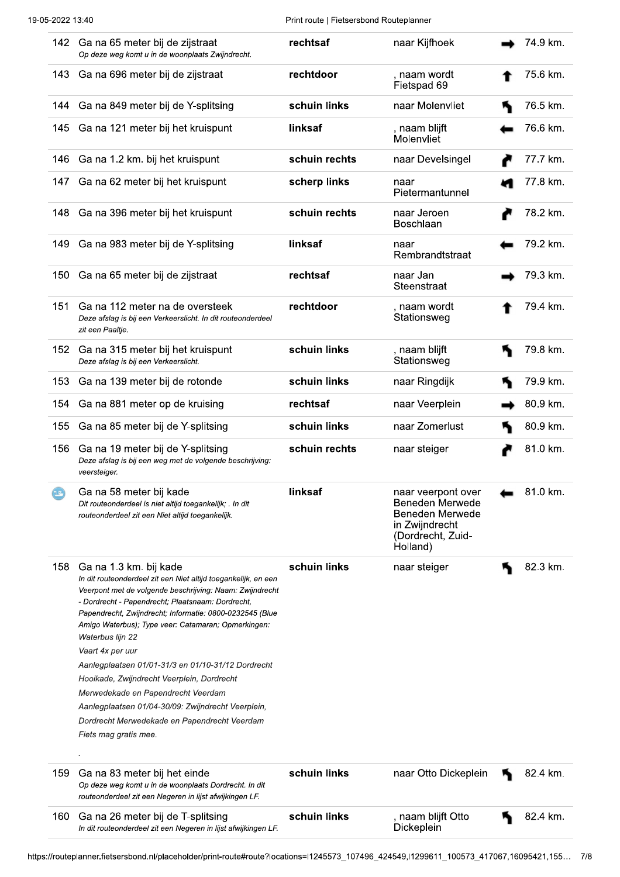| | | | | | |
|---|---|---|---|---|---|
| 142 | Ga na 65 meter bij de zijstraat<br>*Op deze weg komt u in de woonplaats Zwijndrecht.* | **rechtsaf** | naar Kijfhoek | → | 74.9 km. |
| 143 | Ga na 696 meter bij de zijstraat | **rechtdoor** | , naam wordt Fietspad 69 | ↑ | 75.6 km. |
| 144 | Ga na 849 meter bij de Y-splitsing | **schuin links** | naar Molenvliet | ↖ | 76.5 km. |
| 145 | Ga na 121 meter bij het kruispunt | **linksaf** | , naam blijft Molenvliet | ← | 76.6 km. |
| 146 | Ga na 1.2 km. bij het kruispunt | **schuin rechts** | naar Develsingel | ↗ | 77.7 km. |
| 147 | Ga na 62 meter bij het kruispunt | **scherp links** | naar Pietermantunnel | ↙ | 77.8 km. |
| 148 | Ga na 396 meter bij het kruispunt | **schuin rechts** | naar Jeroen Boschlaan | ↗ | 78.2 km. |
| 149 | Ga na 983 meter bij de Y-splitsing | **linksaf** | naar Rembrandtstraat | ← | 79.2 km. |
| 150 | Ga na 65 meter bij de zijstraat | **rechtsaf** | naar Jan Steenstraat | → | 79.3 km. |
| 151 | Ga na 112 meter na de oversteek<br>*Deze afslag is bij een Verkeerslicht. In dit routeonderdeel zit een Paaltje.* | **rechtdoor** | , naam wordt Stationsweg | ↑ | 79.4 km. |
| 152 | Ga na 315 meter bij het kruispunt<br>*Deze afslag is bij een Verkeerslicht.* | **schuin links** | , naam blijft Stationsweg | ↖ | 79.8 km. |
| 153 | Ga na 139 meter bij de rotonde | **schuin links** | naar Ringdijk | ↖ | 79.9 km. |
| 154 | Ga na 881 meter op de kruising | **rechtsaf** | naar Veerplein | → | 80.9 km. |
| 155 | Ga na 85 meter bij de Y-splitsing | **schuin links** | naar Zomerlust | ↖ | 80.9 km. |
| 156 | Ga na 19 meter bij de Y-splitsing<br>*Deze afslag is bij een weg met de volgende beschrijving: veersteiger.* | **schuin rechts** | naar steiger | ↗ | 81.0 km. |
| | Ga na 58 meter bij kade<br>*Dit routeonderdeel is niet altijd toegankelijk; . In dit routeonderdeel zit een Niet altijd toegankelijk.* | **linksaf** | naar veerpont over Beneden Merwede Beneden Merwede in Zwijndrecht (Dordrecht, Zuid-Holland) | ← | 81.0 km. |
| 158 | Ga na 1.3 km. bij kade<br>*In dit routeonderdeel zit een Niet altijd toegankelijk, en een Veerpont met de volgende beschrijving: Naam: Zwijndrecht - Dordrecht - Papendrecht; Plaatsnaam: Dordrecht, Papendrecht, Zwijndrecht; Informatie: 0800-0232545 (Blue Amigo Waterbus); Type veer: Catamaran; Opmerkingen: Waterbus lijn 22*<br>*Vaart 4x per uur*<br>*Aanlegplaatsen 01/01-31/3 en 01/10-31/12 Dordrecht Hooikade, Zwijndrecht Veerplein, Dordrecht Merwedekade en Papendrecht Veerdam*<br>*Aanlegplaatsen 01/04-30/09: Zwijndrecht Veerplein, Dordrecht Merwedekade en Papendrecht Veerdam*<br>*Fiets mag gratis mee.*<br>. | **schuin links** | naar steiger | ↖ | 82.3 km. |
| 159 | Ga na 83 meter bij het einde<br>*Op deze weg komt u in de woonplaats Dordrecht. In dit routeonderdeel zit een Negeren in lijst afwijkingen LF.* | **schuin links** | naar Otto Dickeplein | ↖ | 82.4 km. |
| 160 | Ga na 26 meter bij de T-splitsing<br>*In dit routeonderdeel zit een Negeren in lijst afwijkingen LF.* | **schuin links** | , naam blijft Otto Dickeplein | ↖ | 82.4 km. |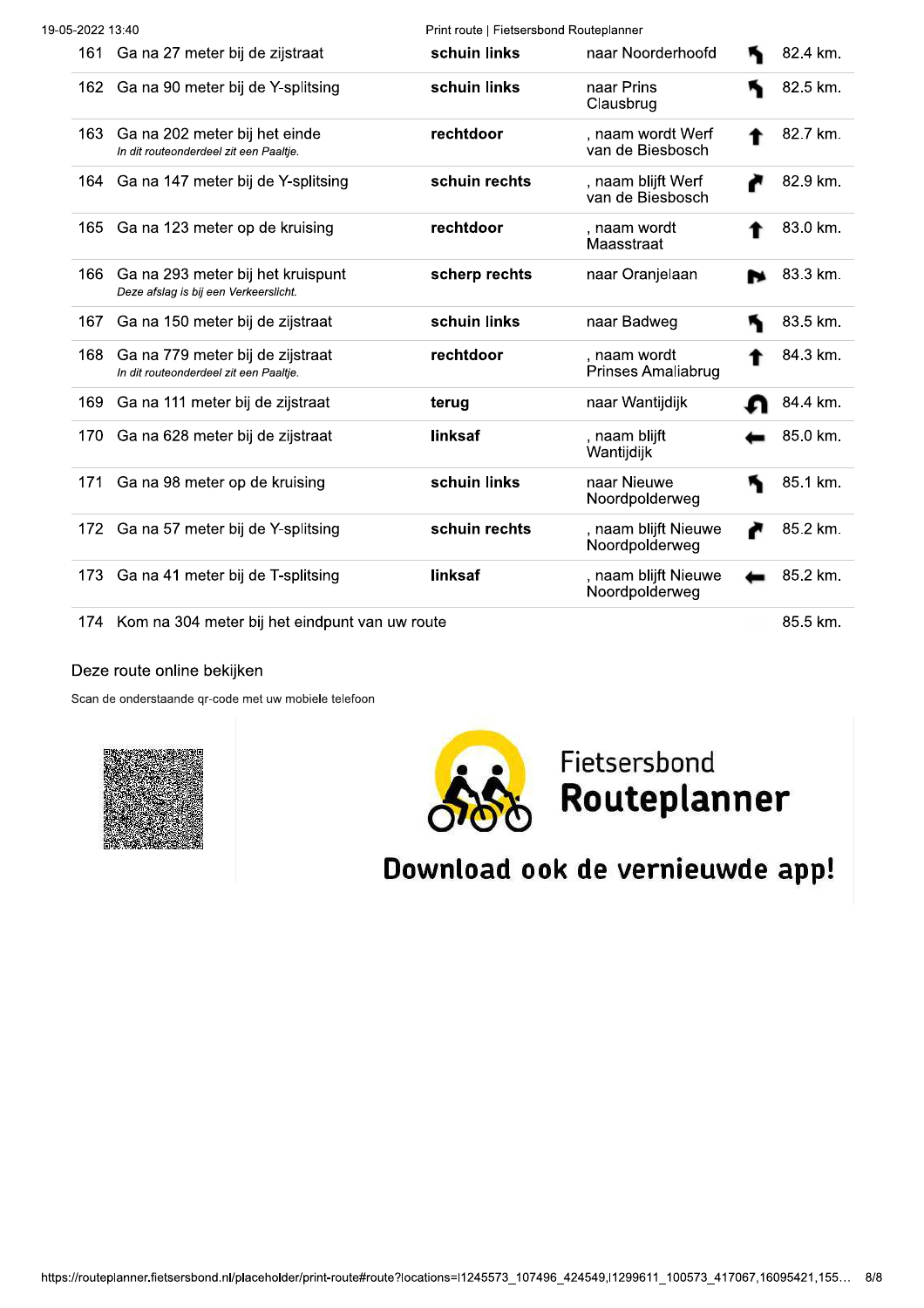| | | | | |
|---|---|---|---|---|
| 161 | Ga na 27 meter bij de zijstraat | **schuin links** | naar Noorderhoofd | 82.4 km. |
| 162 | Ga na 90 meter bij de Y-splitsing | **schuin links** | naar Prins Clausbrug | 82.5 km. |
| 163 | Ga na 202 meter bij het einde<br>*In dit routeonderdeel zit een Paaltje.* | **rechtdoor** | , naam wordt Werf van de Biesbosch | 82.7 km. |
| 164 | Ga na 147 meter bij de Y-splitsing | **schuin rechts** | , naam blijft Werf van de Biesbosch | 82.9 km. |
| 165 | Ga na 123 meter op de kruising | **rechtdoor** | , naam wordt Maasstraat | 83.0 km. |
| 166 | Ga na 293 meter bij het kruispunt<br>*Deze afslag is bij een Verkeerslicht.* | **scherp rechts** | naar Oranjelaan | 83.3 km. |
| 167 | Ga na 150 meter bij de zijstraat | **schuin links** | naar Badweg | 83.5 km. |
| 168 | Ga na 779 meter bij de zijstraat<br>*In dit routeonderdeel zit een Paaltje.* | **rechtdoor** | , naam wordt Prinses Amaliabrug | 84.3 km. |
| 169 | Ga na 111 meter bij de zijstraat | **terug** | naar Wantijdijk | 84.4 km. |
| 170 | Ga na 628 meter bij de zijstraat | **linksaf** | , naam blijft Wantijdijk | 85.0 km. |
| 171 | Ga na 98 meter op de kruising | **schuin links** | naar Nieuwe Noordpolderweg | 85.1 km. |
| 172 | Ga na 57 meter bij de Y-splitsing | **schuin rechts** | , naam blijft Nieuwe Noordpolderweg | 85.2 km. |
| 173 | Ga na 41 meter bij de T-splitsing | **linksaf** | , naam blijft Nieuwe Noordpolderweg | 85.2 km. |
| 174 | Kom na 304 meter bij het eindpunt van uw route | | | 85.5 km. |

## Deze route online bekijken

Scan de onderstaande qr-code met uw mobiele telefoon

Fietsersbond
**Routeplanner**

**Download ook de vernieuwde app!**